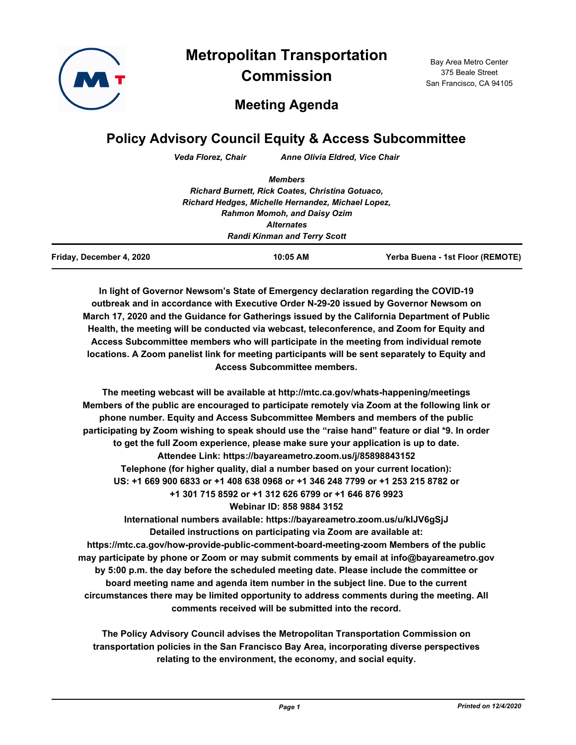# Metropolitan Transportation Commission

Bay Area Metro Center
375 Beale Street
San Francisco, CA 94105

## Meeting Agenda

## Policy Advisory Council Equity & Access Subcommittee

*Veda Florez, Chair* *Anne Olivia Eldred, Vice Chair*

***Members***
***Richard Burnett, Rick Coates, Christina Gotuaco,***
***Richard Hedges, Michelle Hernandez, Michael Lopez,***
***Rahmon Momoh, and Daisy Ozim***
***Alternates***
***Randi Kinman and Terry Scott***

| Friday, December 4, 2020 | 10:05 AM | Yerba Buena - 1st Floor (REMOTE) |
|---|---|---|

**In light of Governor Newsom's State of Emergency declaration regarding the COVID-19 outbreak and in accordance with Executive Order N-29-20 issued by Governor Newsom on March 17, 2020 and the Guidance for Gatherings issued by the California Department of Public Health, the meeting will be conducted via webcast, teleconference, and Zoom for Equity and Access Subcommittee members who will participate in the meeting from individual remote locations. A Zoom panelist link for meeting participants will be sent separately to Equity and Access Subcommittee members.**

**The meeting webcast will be available at http://mtc.ca.gov/whats-happening/meetings Members of the public are encouraged to participate remotely via Zoom at the following link or phone number. Equity and Access Subcommittee Members and members of the public participating by Zoom wishing to speak should use the "raise hand" feature or dial *9. In order to get the full Zoom experience, please make sure your application is up to date.**
**Attendee Link: https://bayareametro.zoom.us/j/85898843152**
**Telephone (for higher quality, dial a number based on your current location):**
**US: +1 669 900 6833 or +1 408 638 0968 or +1 346 248 7799 or +1 253 215 8782 or +1 301 715 8592 or +1 312 626 6799 or +1 646 876 9923**
**Webinar ID: 858 9884 3152**
**International numbers available: https://bayareametro.zoom.us/u/kIJV6gSjJ**
**Detailed instructions on participating via Zoom are available at: https://mtc.ca.gov/how-provide-public-comment-board-meeting-zoom Members of the public may participate by phone or Zoom or may submit comments by email at info@bayareametro.gov by 5:00 p.m. the day before the scheduled meeting date. Please include the committee or board meeting name and agenda item number in the subject line. Due to the current circumstances there may be limited opportunity to address comments during the meeting. All comments received will be submitted into the record.**

**The Policy Advisory Council advises the Metropolitan Transportation Commission on transportation policies in the San Francisco Bay Area, incorporating diverse perspectives relating to the environment, the economy, and social equity.**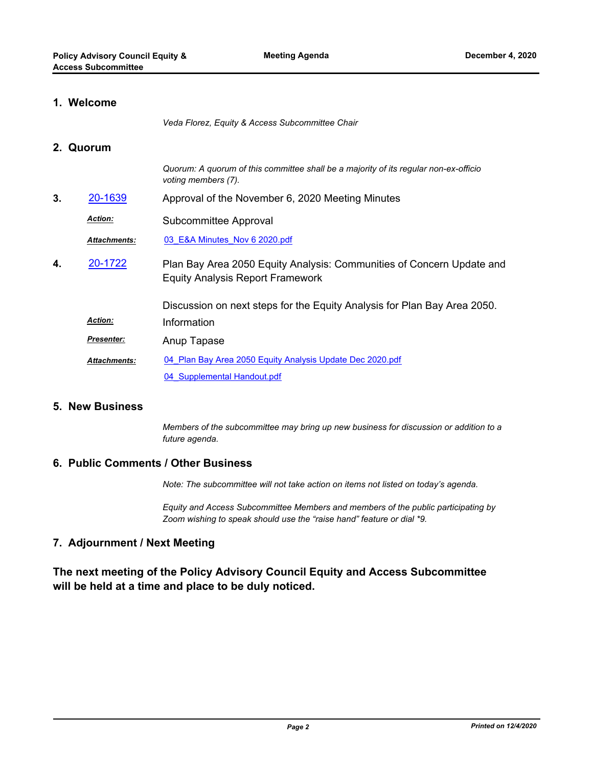## 1. Welcome

*Veda Florez, Equity & Access Subcommittee Chair*

## 2. Quorum

*Quorum: A quorum of this committee shall be a majority of its regular non-ex-officio voting members (7).*

**3.** 20-1639 Approval of the November 6, 2020 Meeting Minutes

***Action:*** Subcommittee Approval

***Attachments:*** 03_E&A Minutes_Nov 6 2020.pdf

**4.** 20-1722 Plan Bay Area 2050 Equity Analysis: Communities of Concern Update and Equity Analysis Report Framework

Discussion on next steps for the Equity Analysis for Plan Bay Area 2050.

***Action:*** Information

***Presenter:*** Anup Tapase

***Attachments:*** 04_Plan Bay Area 2050 Equity Analysis Update Dec 2020.pdf

04_Supplemental Handout.pdf

## 5. New Business

*Members of the subcommittee may bring up new business for discussion or addition to a future agenda.*

## 6. Public Comments / Other Business

*Note: The subcommittee will not take action on items not listed on today's agenda.*

*Equity and Access Subcommittee Members and members of the public participating by Zoom wishing to speak should use the "raise hand" feature or dial *9.*

## 7. Adjournment / Next Meeting

**The next meeting of the Policy Advisory Council Equity and Access Subcommittee will be held at a time and place to be duly noticed.**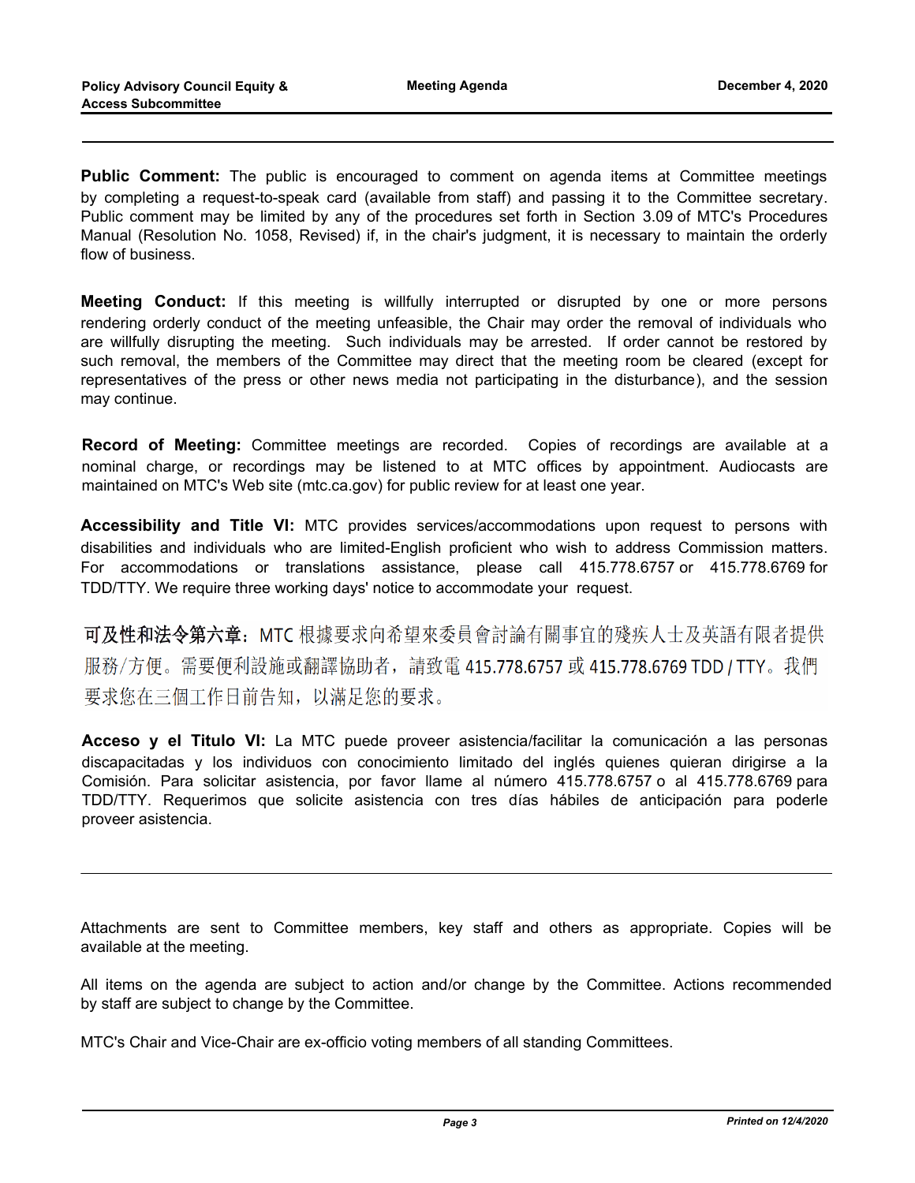**Public Comment:** The public is encouraged to comment on agenda items at Committee meetings by completing a request-to-speak card (available from staff) and passing it to the Committee secretary. Public comment may be limited by any of the procedures set forth in Section 3.09 of MTC's Procedures Manual (Resolution No. 1058, Revised) if, in the chair's judgment, it is necessary to maintain the orderly flow of business.

**Meeting Conduct:** If this meeting is willfully interrupted or disrupted by one or more persons rendering orderly conduct of the meeting unfeasible, the Chair may order the removal of individuals who are willfully disrupting the meeting. Such individuals may be arrested. If order cannot be restored by such removal, the members of the Committee may direct that the meeting room be cleared (except for representatives of the press or other news media not participating in the disturbance), and the session may continue.

**Record of Meeting:** Committee meetings are recorded. Copies of recordings are available at a nominal charge, or recordings may be listened to at MTC offices by appointment. Audiocasts are maintained on MTC's Web site (mtc.ca.gov) for public review for at least one year.

**Accessibility and Title VI:** MTC provides services/accommodations upon request to persons with disabilities and individuals who are limited-English proficient who wish to address Commission matters. For accommodations or translations assistance, please call 415.778.6757 or 415.778.6769 for TDD/TTY. We require three working days' notice to accommodate your request.

**可及性和法令第六章**：MTC 根據要求向希望來委員會討論有關事宜的殘疾人士及英語有限者提供服務/方便。需要便利設施或翻譯協助者，請致電 415.778.6757 或 415.778.6769 TDD / TTY。我們要求您在三個工作日前告知，以滿足您的要求。

**Acceso y el Titulo VI:** La MTC puede proveer asistencia/facilitar la comunicación a las personas discapacitadas y los individuos con conocimiento limitado del inglés quienes quieran dirigirse a la Comisión. Para solicitar asistencia, por favor llame al número 415.778.6757 o al 415.778.6769 para TDD/TTY. Requerimos que solicite asistencia con tres días hábiles de anticipación para poderle proveer asistencia.

---

Attachments are sent to Committee members, key staff and others as appropriate. Copies will be available at the meeting.

All items on the agenda are subject to action and/or change by the Committee. Actions recommended by staff are subject to change by the Committee.

MTC's Chair and Vice-Chair are ex-officio voting members of all standing Committees.